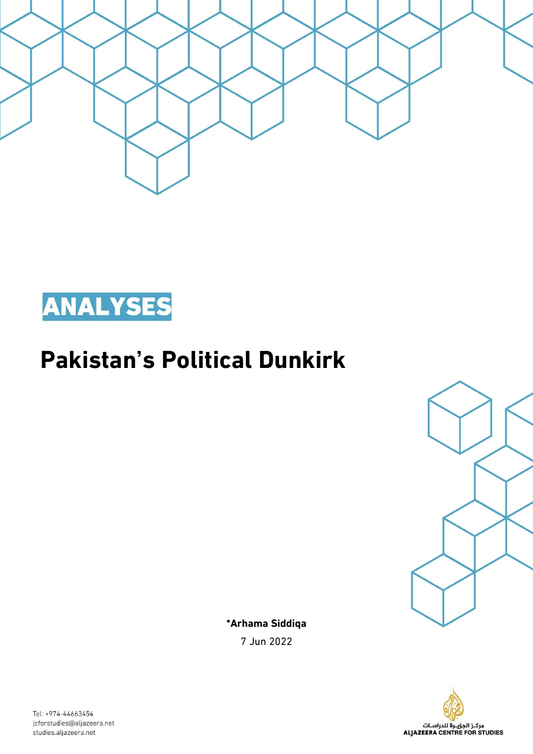ANALYSES

# Pakistan's Political Dunkirk

**\*Arhama Siddiqa**

7 Jun 2022

Tel: +974-44663454
jcforstudies@aljazeera.net
studies.aljazeera.net

مركـز الجزيـرة للدراسـات
ALJAZEERA CENTRE FOR STUDIES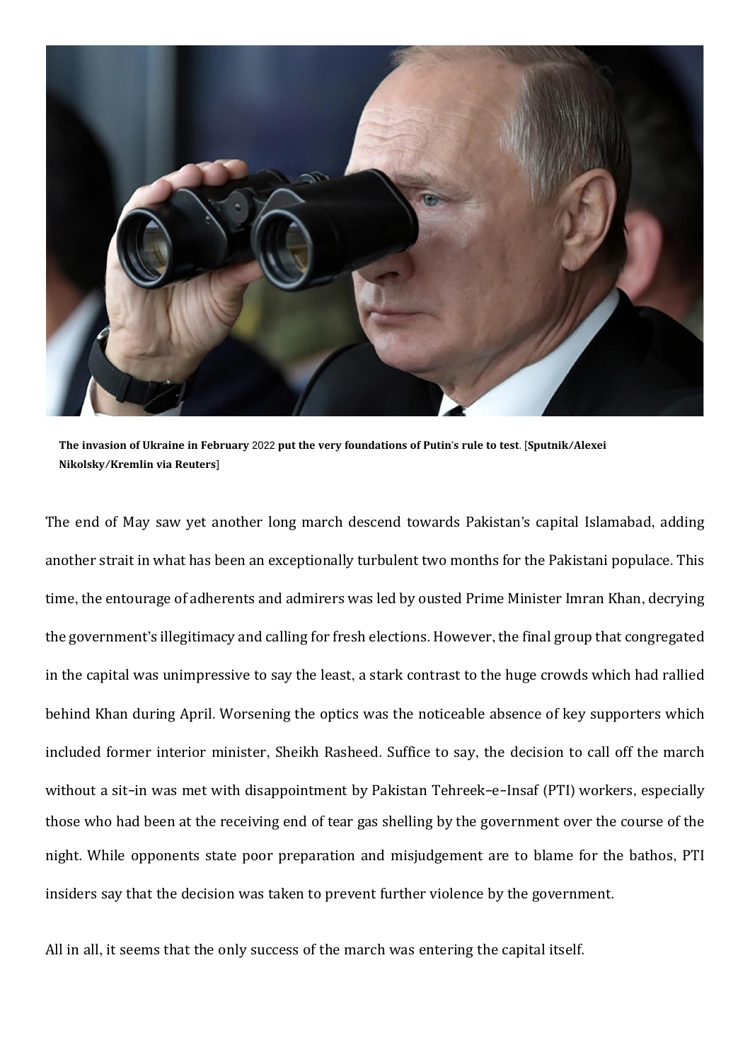**The invasion of Ukraine in February** 2022 **put the very foundations of Putin's rule to test**. [**Sputnik/Alexei Nikolsky/Kremlin via Reuters**]

The end of May saw yet another long march descend towards Pakistan's capital Islamabad, adding another strait in what has been an exceptionally turbulent two months for the Pakistani populace. This time, the entourage of adherents and admirers was led by ousted Prime Minister Imran Khan, decrying the government's illegitimacy and calling for fresh elections. However, the final group that congregated in the capital was unimpressive to say the least, a stark contrast to the huge crowds which had rallied behind Khan during April. Worsening the optics was the noticeable absence of key supporters which included former interior minister, Sheikh Rasheed. Suffice to say, the decision to call off the march without a sit–in was met with disappointment by Pakistan Tehreek–e–Insaf (PTI) workers, especially those who had been at the receiving end of tear gas shelling by the government over the course of the night. While opponents state poor preparation and misjudgement are to blame for the bathos, PTI insiders say that the decision was taken to prevent further violence by the government.

All in all, it seems that the only success of the march was entering the capital itself.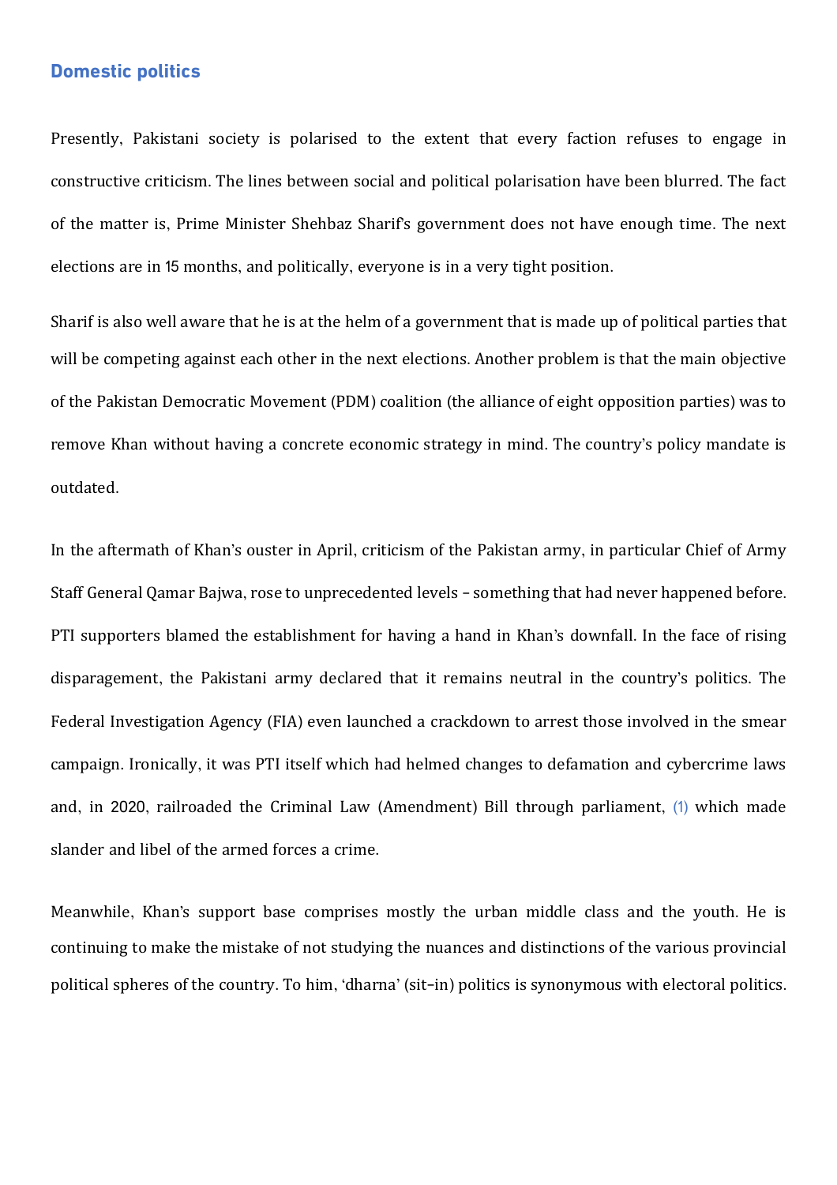## Domestic politics

Presently, Pakistani society is polarised to the extent that every faction refuses to engage in constructive criticism. The lines between social and political polarisation have been blurred. The fact of the matter is, Prime Minister Shehbaz Sharif's government does not have enough time. The next elections are in 15 months, and politically, everyone is in a very tight position.

Sharif is also well aware that he is at the helm of a government that is made up of political parties that will be competing against each other in the next elections. Another problem is that the main objective of the Pakistan Democratic Movement (PDM) coalition (the alliance of eight opposition parties) was to remove Khan without having a concrete economic strategy in mind. The country's policy mandate is outdated.

In the aftermath of Khan's ouster in April, criticism of the Pakistan army, in particular Chief of Army Staff General Qamar Bajwa, rose to unprecedented levels – something that had never happened before. PTI supporters blamed the establishment for having a hand in Khan's downfall. In the face of rising disparagement, the Pakistani army declared that it remains neutral in the country's politics. The Federal Investigation Agency (FIA) even launched a crackdown to arrest those involved in the smear campaign. Ironically, it was PTI itself which had helmed changes to defamation and cybercrime laws and, in 2020, railroaded the Criminal Law (Amendment) Bill through parliament, (1) which made slander and libel of the armed forces a crime.

Meanwhile, Khan's support base comprises mostly the urban middle class and the youth. He is continuing to make the mistake of not studying the nuances and distinctions of the various provincial political spheres of the country. To him, 'dharna' (sit-in) politics is synonymous with electoral politics.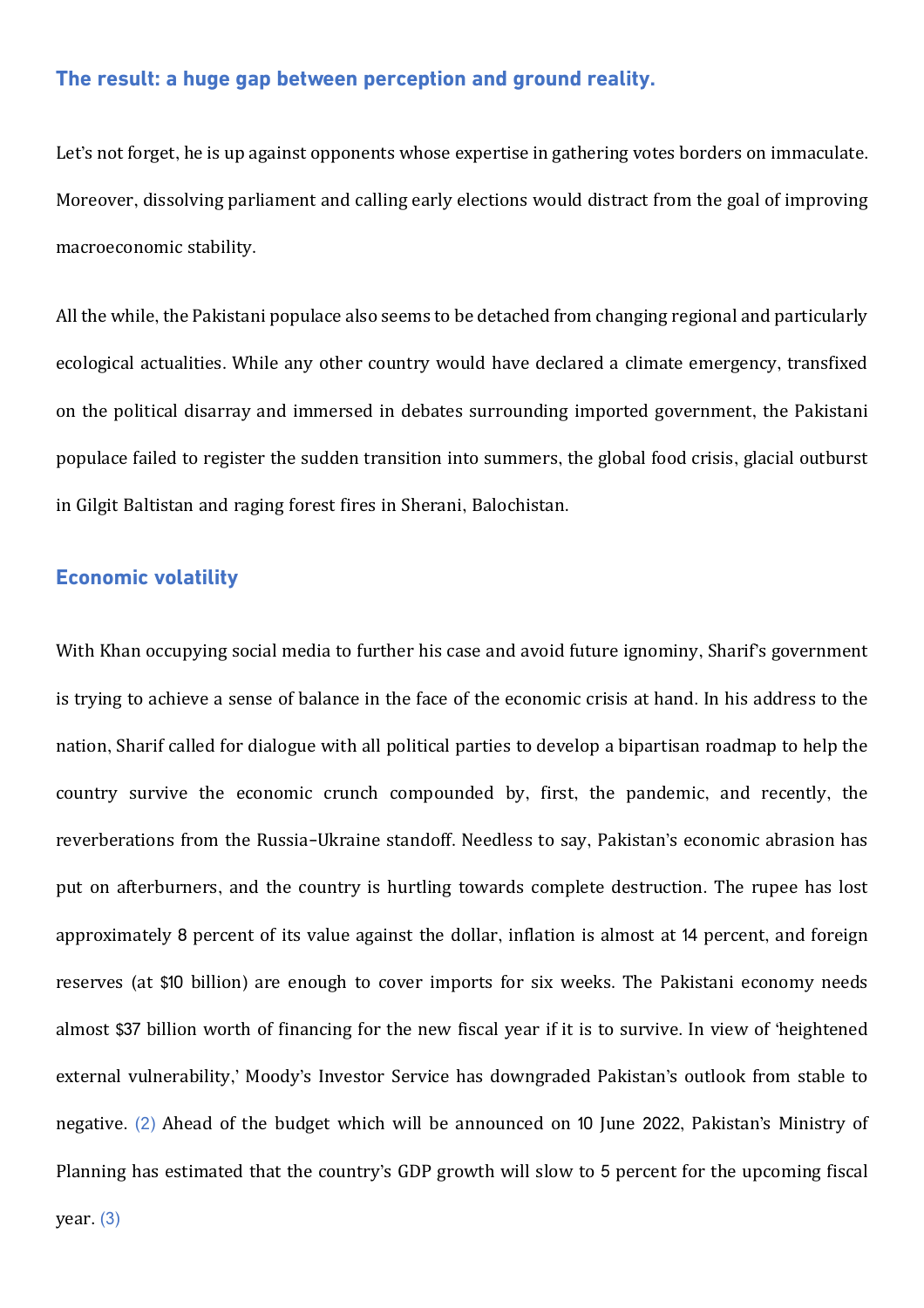### The result: a huge gap between perception and ground reality.

Let's not forget, he is up against opponents whose expertise in gathering votes borders on immaculate. Moreover, dissolving parliament and calling early elections would distract from the goal of improving macroeconomic stability.

All the while, the Pakistani populace also seems to be detached from changing regional and particularly ecological actualities. While any other country would have declared a climate emergency, transfixed on the political disarray and immersed in debates surrounding imported government, the Pakistani populace failed to register the sudden transition into summers, the global food crisis, glacial outburst in Gilgit Baltistan and raging forest fires in Sherani, Balochistan.

### Economic volatility

With Khan occupying social media to further his case and avoid future ignominy, Sharif's government is trying to achieve a sense of balance in the face of the economic crisis at hand. In his address to the nation, Sharif called for dialogue with all political parties to develop a bipartisan roadmap to help the country survive the economic crunch compounded by, first, the pandemic, and recently, the reverberations from the Russia–Ukraine standoff. Needless to say, Pakistan's economic abrasion has put on afterburners, and the country is hurtling towards complete destruction. The rupee has lost approximately 8 percent of its value against the dollar, inflation is almost at 14 percent, and foreign reserves (at $10 billion) are enough to cover imports for six weeks. The Pakistani economy needs almost $37 billion worth of financing for the new fiscal year if it is to survive. In view of 'heightened external vulnerability,' Moody's Investor Service has downgraded Pakistan's outlook from stable to negative. (2) Ahead of the budget which will be announced on 10 June 2022, Pakistan's Ministry of Planning has estimated that the country's GDP growth will slow to 5 percent for the upcoming fiscal year. (3)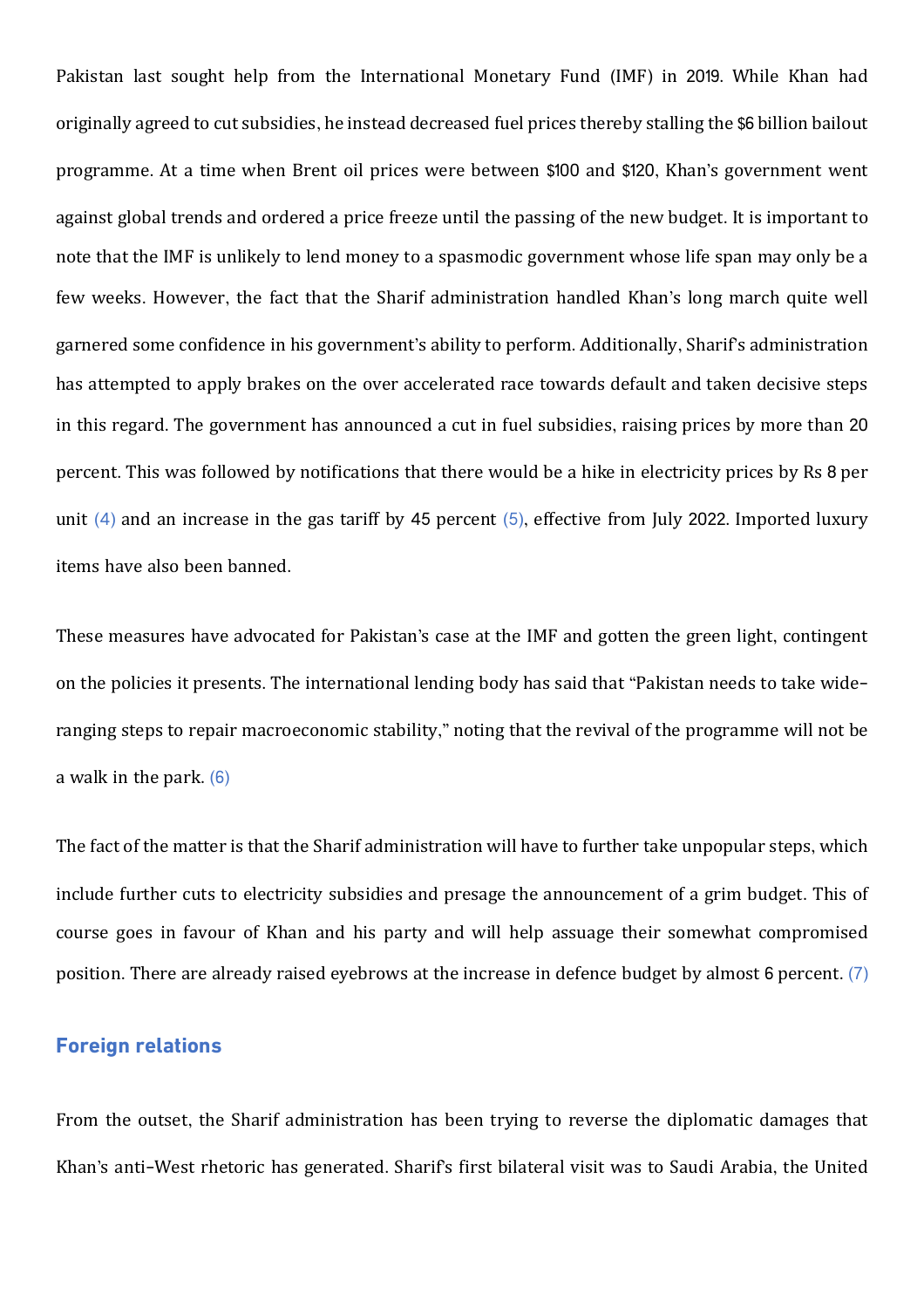Pakistan last sought help from the International Monetary Fund (IMF) in 2019. While Khan had originally agreed to cut subsidies, he instead decreased fuel prices thereby stalling the $6 billion bailout programme. At a time when Brent oil prices were between $100 and $120, Khan's government went against global trends and ordered a price freeze until the passing of the new budget. It is important to note that the IMF is unlikely to lend money to a spasmodic government whose life span may only be a few weeks. However, the fact that the Sharif administration handled Khan's long march quite well garnered some confidence in his government's ability to perform. Additionally, Sharif's administration has attempted to apply brakes on the over accelerated race towards default and taken decisive steps in this regard. The government has announced a cut in fuel subsidies, raising prices by more than 20 percent. This was followed by notifications that there would be a hike in electricity prices by Rs 8 per unit (4) and an increase in the gas tariff by 45 percent (5), effective from July 2022. Imported luxury items have also been banned.

These measures have advocated for Pakistan's case at the IMF and gotten the green light, contingent on the policies it presents. The international lending body has said that "Pakistan needs to take wide-ranging steps to repair macroeconomic stability," noting that the revival of the programme will not be a walk in the park. (6)

The fact of the matter is that the Sharif administration will have to further take unpopular steps, which include further cuts to electricity subsidies and presage the announcement of a grim budget. This of course goes in favour of Khan and his party and will help assuage their somewhat compromised position. There are already raised eyebrows at the increase in defence budget by almost 6 percent. (7)

## Foreign relations

From the outset, the Sharif administration has been trying to reverse the diplomatic damages that Khan's anti-West rhetoric has generated. Sharif's first bilateral visit was to Saudi Arabia, the United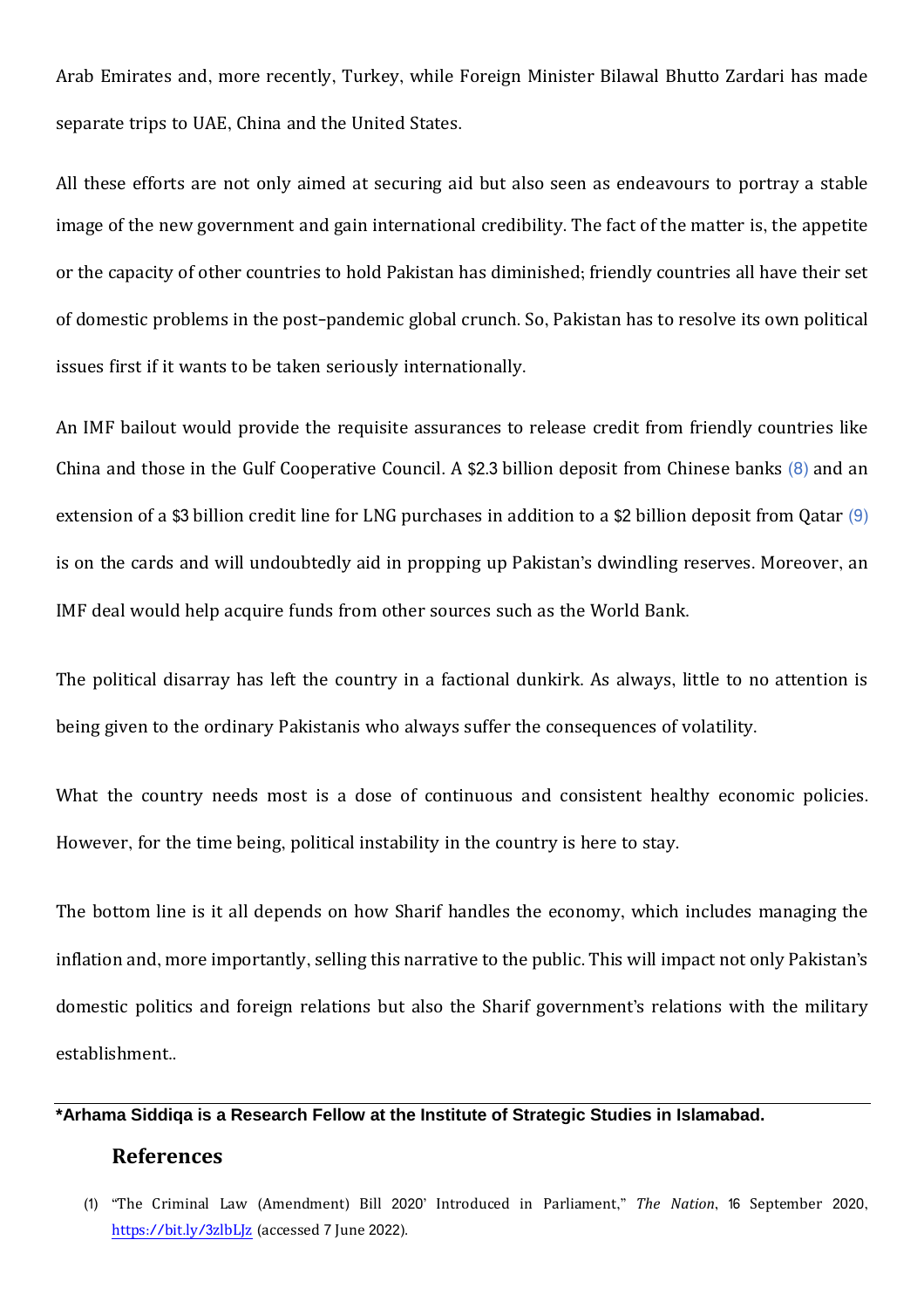Arab Emirates and, more recently, Turkey, while Foreign Minister Bilawal Bhutto Zardari has made separate trips to UAE, China and the United States.

All these efforts are not only aimed at securing aid but also seen as endeavours to portray a stable image of the new government and gain international credibility. The fact of the matter is, the appetite or the capacity of other countries to hold Pakistan has diminished; friendly countries all have their set of domestic problems in the post-pandemic global crunch. So, Pakistan has to resolve its own political issues first if it wants to be taken seriously internationally.

An IMF bailout would provide the requisite assurances to release credit from friendly countries like China and those in the Gulf Cooperative Council. A $2.3 billion deposit from Chinese banks (8) and an extension of a $3 billion credit line for LNG purchases in addition to a $2 billion deposit from Qatar (9) is on the cards and will undoubtedly aid in propping up Pakistan's dwindling reserves. Moreover, an IMF deal would help acquire funds from other sources such as the World Bank.

The political disarray has left the country in a factional dunkirk. As always, little to no attention is being given to the ordinary Pakistanis who always suffer the consequences of volatility.

What the country needs most is a dose of continuous and consistent healthy economic policies. However, for the time being, political instability in the country is here to stay.

The bottom line is it all depends on how Sharif handles the economy, which includes managing the inflation and, more importantly, selling this narrative to the public. This will impact not only Pakistan's domestic politics and foreign relations but also the Sharif government's relations with the military establishment..

---

**\*Arhama Siddiqa is a Research Fellow at the Institute of Strategic Studies in Islamabad.**

## References

(1) "The Criminal Law (Amendment) Bill 2020' Introduced in Parliament," *The Nation*, 16 September 2020, https://bit.ly/3zlbLJz (accessed 7 June 2022).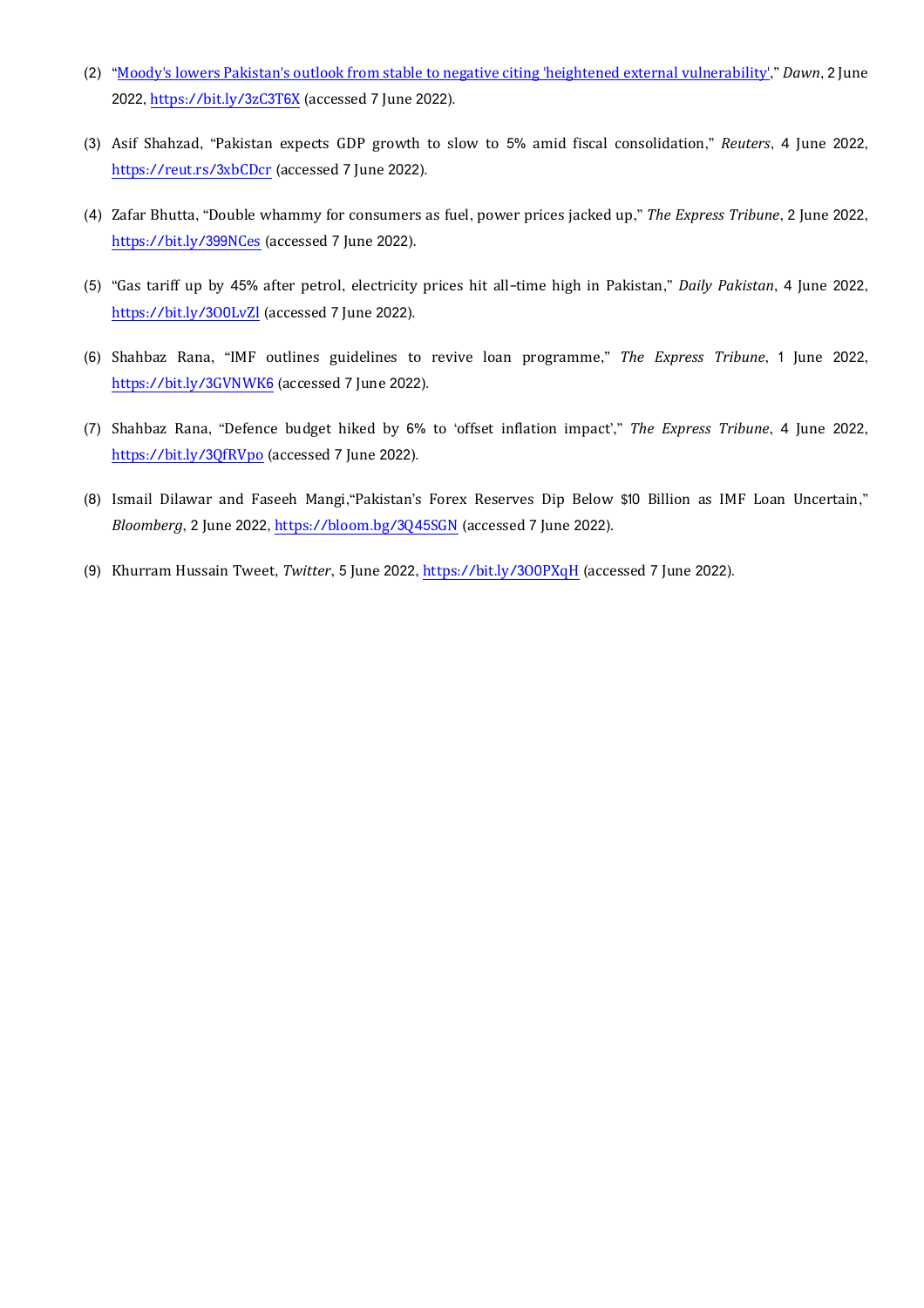(2) "Moody's lowers Pakistan's outlook from stable to negative citing 'heightened external vulnerability'," *Dawn*, 2 June 2022, https://bit.ly/3zC3T6X (accessed 7 June 2022).

(3) Asif Shahzad, "Pakistan expects GDP growth to slow to 5% amid fiscal consolidation," *Reuters*, 4 June 2022, https://reut.rs/3xbCDcr (accessed 7 June 2022).

(4) Zafar Bhutta, "Double whammy for consumers as fuel, power prices jacked up," *The Express Tribune*, 2 June 2022, https://bit.ly/399NCes (accessed 7 June 2022).

(5) "Gas tariff up by 45% after petrol, electricity prices hit all–time high in Pakistan," *Daily Pakistan*, 4 June 2022, https://bit.ly/3O0LvZl (accessed 7 June 2022).

(6) Shahbaz Rana, "IMF outlines guidelines to revive loan programme," *The Express Tribune*, 1 June 2022, https://bit.ly/3GVNWK6 (accessed 7 June 2022).

(7) Shahbaz Rana, "Defence budget hiked by 6% to 'offset inflation impact'," *The Express Tribune*, 4 June 2022, https://bit.ly/3QfRVpo (accessed 7 June 2022).

(8) Ismail Dilawar and Faseeh Mangi,"Pakistan's Forex Reserves Dip Below $10 Billion as IMF Loan Uncertain," *Bloomberg*, 2 June 2022, https://bloom.bg/3Q45SGN (accessed 7 June 2022).

(9) Khurram Hussain Tweet, *Twitter*, 5 June 2022, https://bit.ly/3O0PXqH (accessed 7 June 2022).